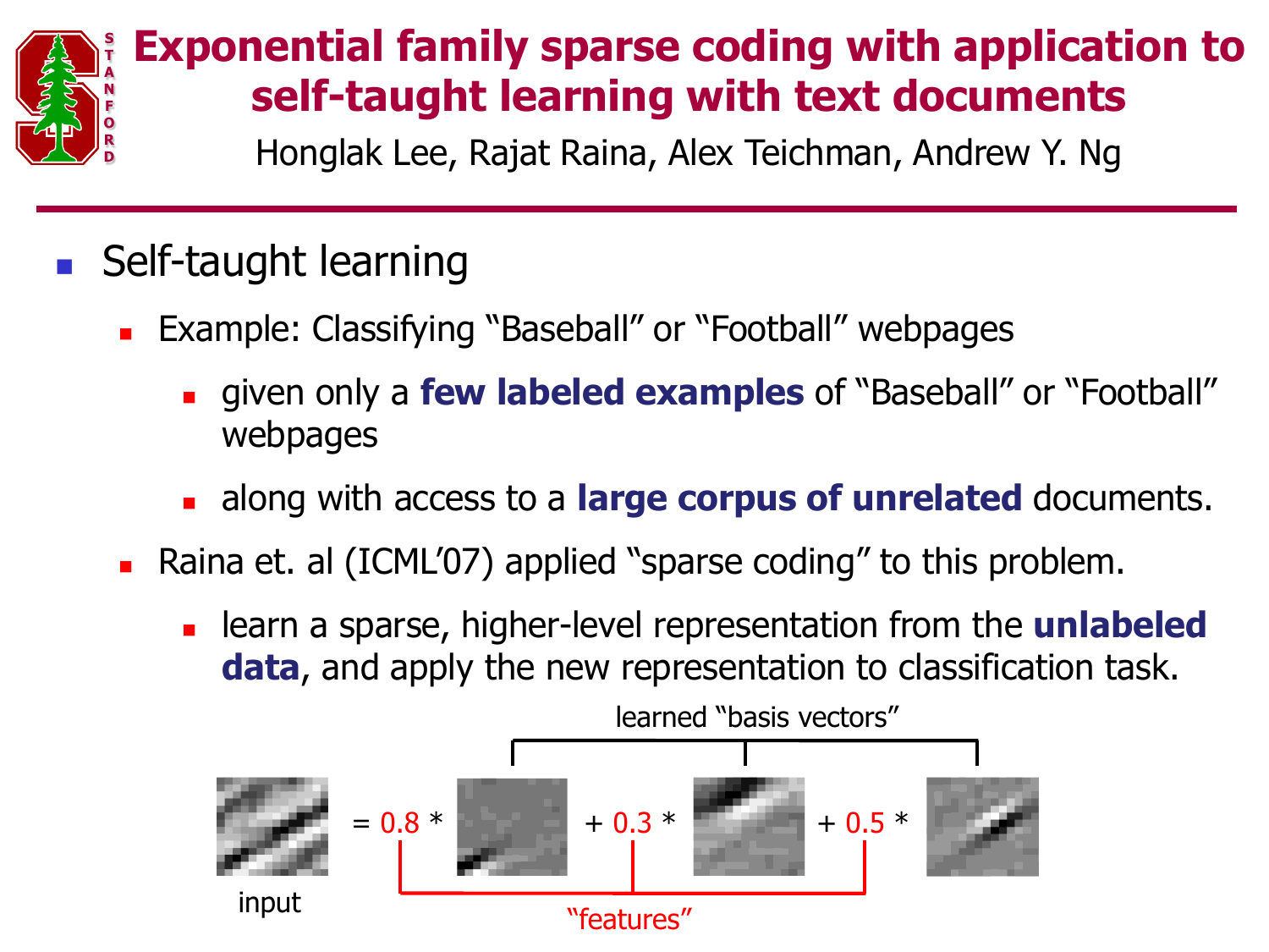# Exponential family sparse coding with application to self-taught learning with text documents

Honglak Lee, Rajat Raina, Alex Teichman, Andrew Y. Ng

- Self-taught learning
  - Example: Classifying “Baseball” or “Football” webpages
    - given only a **few labeled examples** of “Baseball” or “Football” webpages
    - along with access to a **large corpus of unrelated** documents.
  - Raina et. al (ICML’07) applied “sparse coding” to this problem.
    - learn a sparse, higher-level representation from the **unlabeled data**, and apply the new representation to classification task.

learned “basis vectors”

input = 0.8 * [basis] + 0.3 * [basis] + 0.5 * [basis]

“features”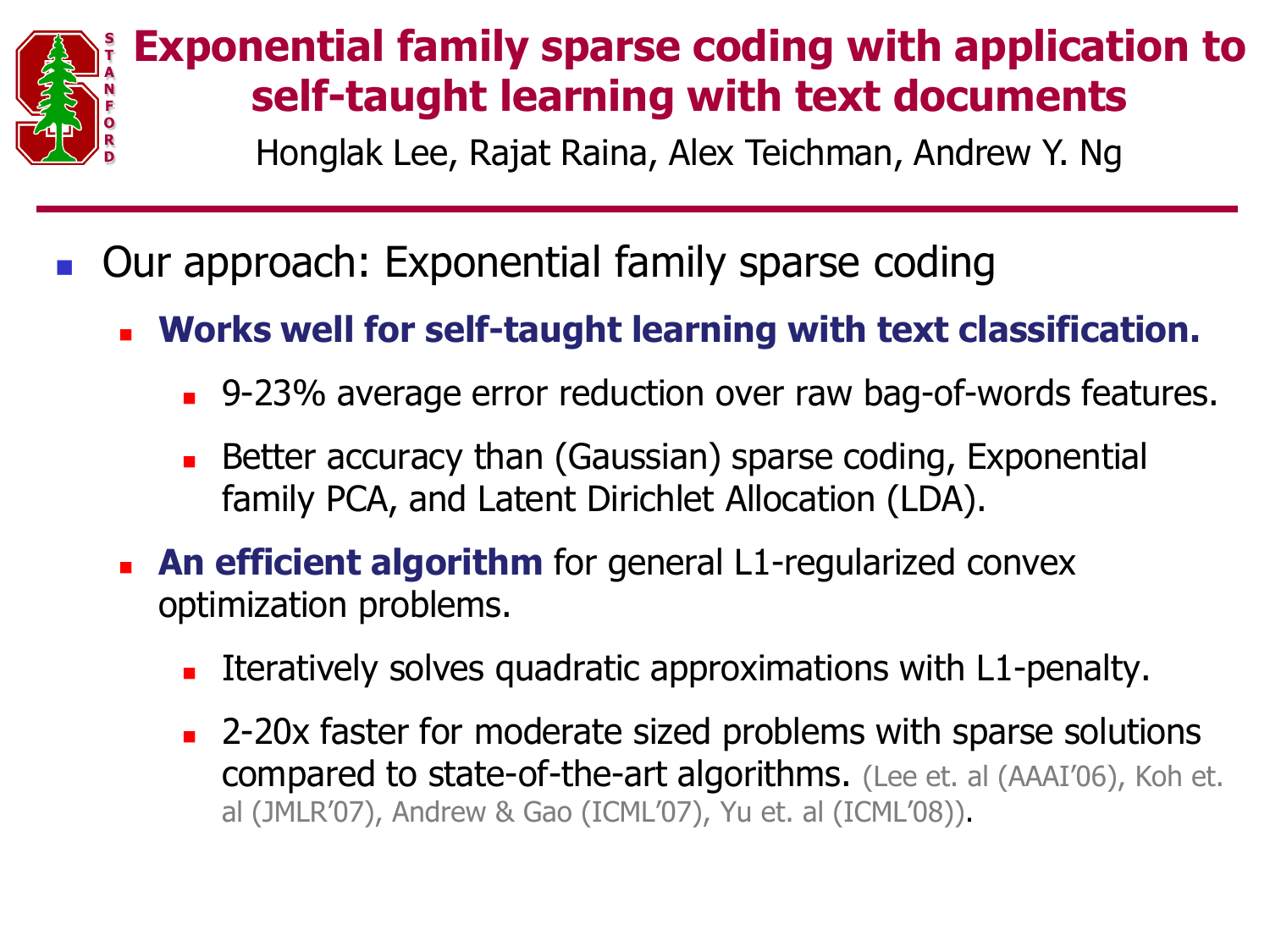# Exponential family sparse coding with application to self-taught learning with text documents

Honglak Lee, Rajat Raina, Alex Teichman, Andrew Y. Ng

- Our approach: Exponential family sparse coding
  - **Works well for self-taught learning with text classification.**
    - 9-23% average error reduction over raw bag-of-words features.
    - Better accuracy than (Gaussian) sparse coding, Exponential family PCA, and Latent Dirichlet Allocation (LDA).
  - **An efficient algorithm** for general L1-regularized convex optimization problems.
    - Iteratively solves quadratic approximations with L1-penalty.
    - 2-20x faster for moderate sized problems with sparse solutions compared to state-of-the-art algorithms. (Lee et. al (AAAI'06), Koh et. al (JMLR'07), Andrew & Gao (ICML'07), Yu et. al (ICML'08)).